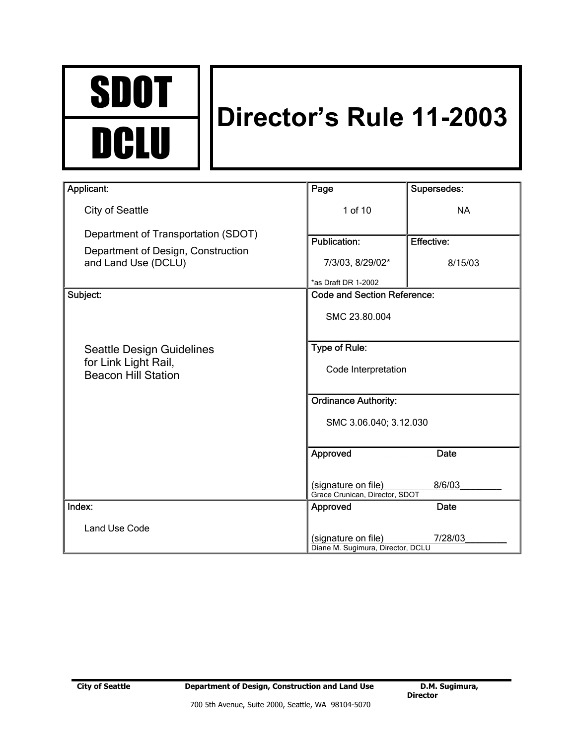# SDOT | DCLU

# Director's Rule 11-2003

| Applicant: | Page | Supersedes: |
|---|---|---|
| City of Seattle<br><br>Department of Transportation (SDOT)<br>Department of Design, Construction and Land Use (DCLU) | 1 of 10 | NA |
| | **Publication:**<br>7/3/03, 8/29/02*<br>*as Draft DR 1-2002 | **Effective:**<br>8/15/03 |
| **Subject:** | **Code and Section Reference:** | |
| Seattle Design Guidelines for Link Light Rail, Beacon Hill Station | SMC 23.80.004 | |
| | **Type of Rule:**<br>Code Interpretation | |
| | **Ordinance Authority:**<br>SMC 3.06.040; 3.12.030 | |
| | **Approved**<br>(signature on file)<br>Grace Crunican, Director, SDOT | **Date**<br>8/6/03 |
| **Index:**<br>Land Use Code | **Approved**<br>(signature on file)<br>Diane M. Sugimura, Director, DCLU | **Date**<br>7/28/03 |

**City of Seattle** **Department of Design, Construction and Land Use** **D.M. Sugimura, Director**

700 5th Avenue, Suite 2000, Seattle, WA 98104-5070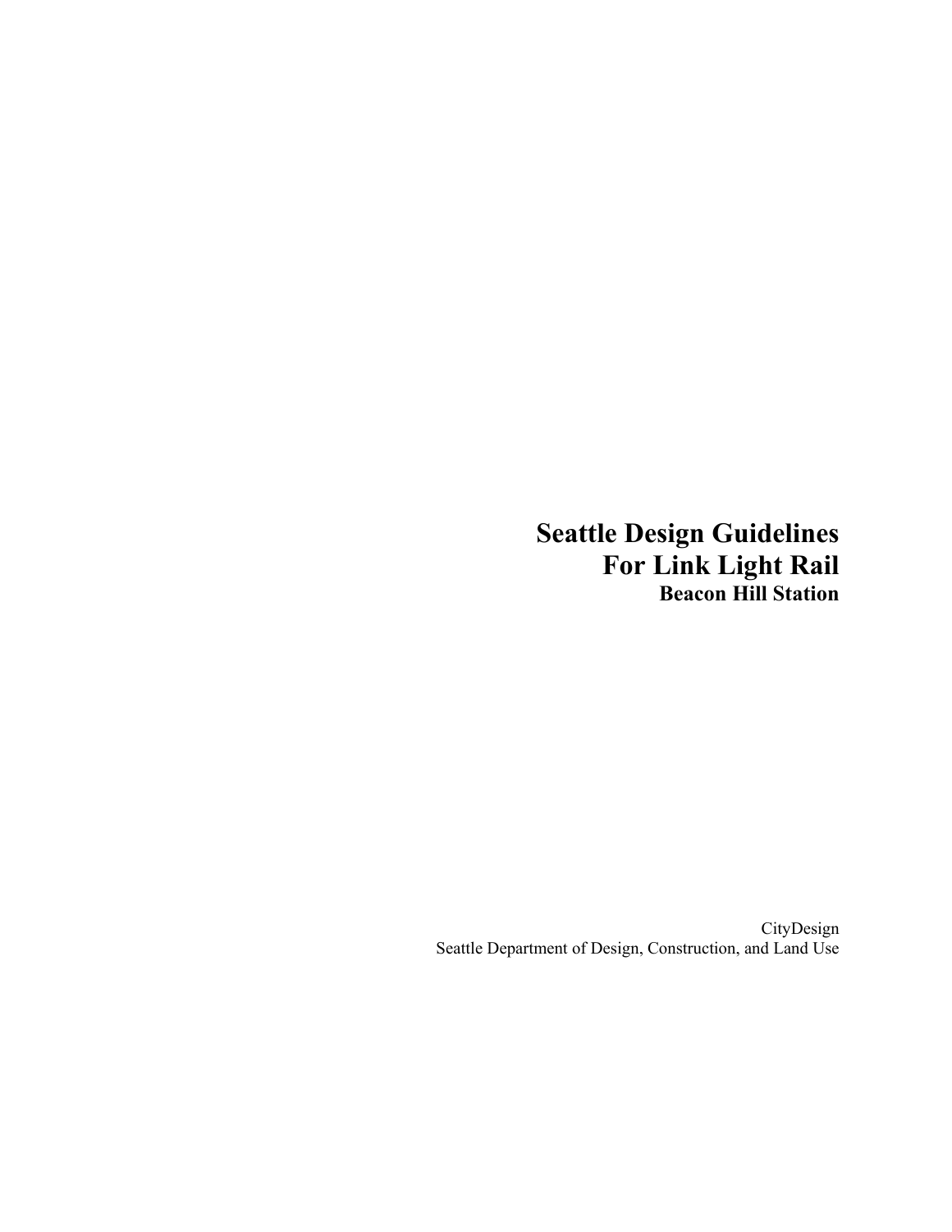# Seattle Design Guidelines
# For Link Light Rail
## Beacon Hill Station

CityDesign
Seattle Department of Design, Construction, and Land Use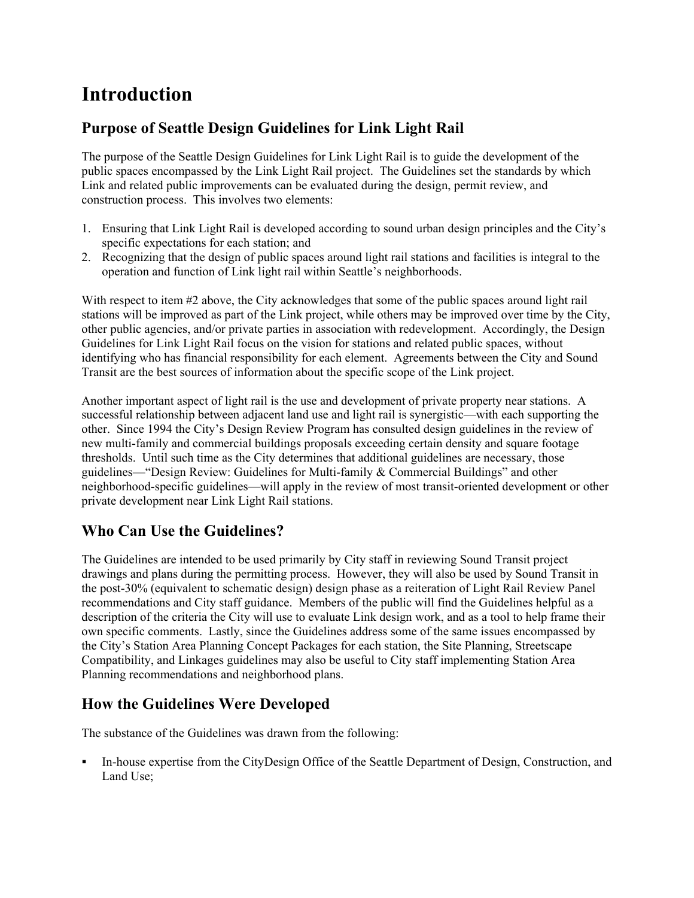# Introduction

## Purpose of Seattle Design Guidelines for Link Light Rail

The purpose of the Seattle Design Guidelines for Link Light Rail is to guide the development of the public spaces encompassed by the Link Light Rail project. The Guidelines set the standards by which Link and related public improvements can be evaluated during the design, permit review, and construction process. This involves two elements:

1. Ensuring that Link Light Rail is developed according to sound urban design principles and the City's specific expectations for each station; and
2. Recognizing that the design of public spaces around light rail stations and facilities is integral to the operation and function of Link light rail within Seattle's neighborhoods.

With respect to item #2 above, the City acknowledges that some of the public spaces around light rail stations will be improved as part of the Link project, while others may be improved over time by the City, other public agencies, and/or private parties in association with redevelopment. Accordingly, the Design Guidelines for Link Light Rail focus on the vision for stations and related public spaces, without identifying who has financial responsibility for each element. Agreements between the City and Sound Transit are the best sources of information about the specific scope of the Link project.

Another important aspect of light rail is the use and development of private property near stations. A successful relationship between adjacent land use and light rail is synergistic—with each supporting the other. Since 1994 the City's Design Review Program has consulted design guidelines in the review of new multi-family and commercial buildings proposals exceeding certain density and square footage thresholds. Until such time as the City determines that additional guidelines are necessary, those guidelines—"Design Review: Guidelines for Multi-family & Commercial Buildings" and other neighborhood-specific guidelines—will apply in the review of most transit-oriented development or other private development near Link Light Rail stations.

## Who Can Use the Guidelines?

The Guidelines are intended to be used primarily by City staff in reviewing Sound Transit project drawings and plans during the permitting process. However, they will also be used by Sound Transit in the post-30% (equivalent to schematic design) design phase as a reiteration of Light Rail Review Panel recommendations and City staff guidance. Members of the public will find the Guidelines helpful as a description of the criteria the City will use to evaluate Link design work, and as a tool to help frame their own specific comments. Lastly, since the Guidelines address some of the same issues encompassed by the City's Station Area Planning Concept Packages for each station, the Site Planning, Streetscape Compatibility, and Linkages guidelines may also be useful to City staff implementing Station Area Planning recommendations and neighborhood plans.

## How the Guidelines Were Developed

The substance of the Guidelines was drawn from the following:

- In-house expertise from the CityDesign Office of the Seattle Department of Design, Construction, and Land Use;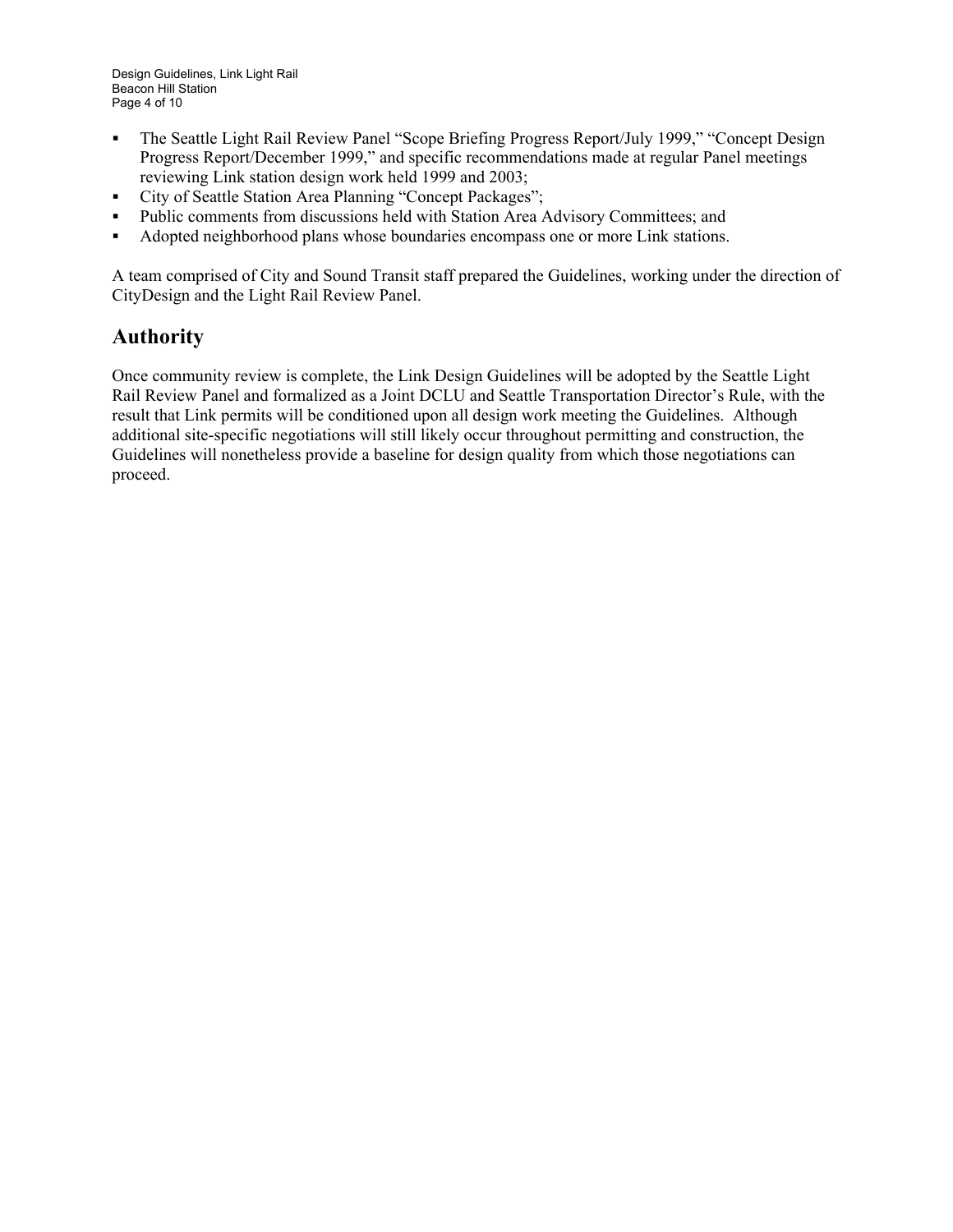- The Seattle Light Rail Review Panel "Scope Briefing Progress Report/July 1999," "Concept Design Progress Report/December 1999," and specific recommendations made at regular Panel meetings reviewing Link station design work held 1999 and 2003;
- City of Seattle Station Area Planning "Concept Packages";
- Public comments from discussions held with Station Area Advisory Committees; and
- Adopted neighborhood plans whose boundaries encompass one or more Link stations.

A team comprised of City and Sound Transit staff prepared the Guidelines, working under the direction of CityDesign and the Light Rail Review Panel.

## Authority

Once community review is complete, the Link Design Guidelines will be adopted by the Seattle Light Rail Review Panel and formalized as a Joint DCLU and Seattle Transportation Director's Rule, with the result that Link permits will be conditioned upon all design work meeting the Guidelines. Although additional site-specific negotiations will still likely occur throughout permitting and construction, the Guidelines will nonetheless provide a baseline for design quality from which those negotiations can proceed.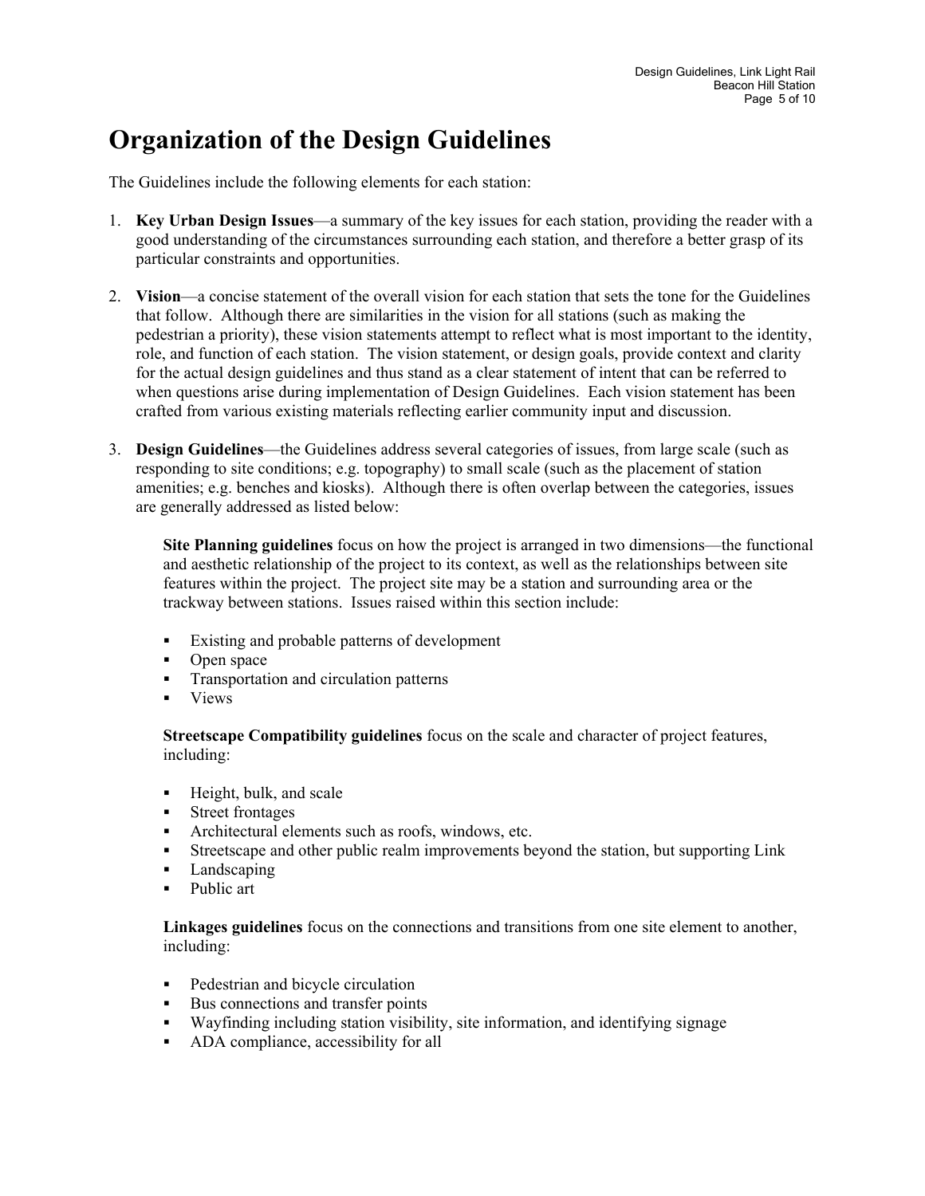# Organization of the Design Guidelines

The Guidelines include the following elements for each station:

1. **Key Urban Design Issues**—a summary of the key issues for each station, providing the reader with a good understanding of the circumstances surrounding each station, and therefore a better grasp of its particular constraints and opportunities.

2. **Vision**—a concise statement of the overall vision for each station that sets the tone for the Guidelines that follow. Although there are similarities in the vision for all stations (such as making the pedestrian a priority), these vision statements attempt to reflect what is most important to the identity, role, and function of each station. The vision statement, or design goals, provide context and clarity for the actual design guidelines and thus stand as a clear statement of intent that can be referred to when questions arise during implementation of Design Guidelines. Each vision statement has been crafted from various existing materials reflecting earlier community input and discussion.

3. **Design Guidelines**—the Guidelines address several categories of issues, from large scale (such as responding to site conditions; e.g. topography) to small scale (such as the placement of station amenities; e.g. benches and kiosks). Although there is often overlap between the categories, issues are generally addressed as listed below:

   **Site Planning guidelines** focus on how the project is arranged in two dimensions—the functional and aesthetic relationship of the project to its context, as well as the relationships between site features within the project. The project site may be a station and surrounding area or the trackway between stations. Issues raised within this section include:

   - Existing and probable patterns of development
   - Open space
   - Transportation and circulation patterns
   - Views

   **Streetscape Compatibility guidelines** focus on the scale and character of project features, including:

   - Height, bulk, and scale
   - Street frontages
   - Architectural elements such as roofs, windows, etc.
   - Streetscape and other public realm improvements beyond the station, but supporting Link
   - Landscaping
   - Public art

   **Linkages guidelines** focus on the connections and transitions from one site element to another, including:

   - Pedestrian and bicycle circulation
   - Bus connections and transfer points
   - Wayfinding including station visibility, site information, and identifying signage
   - ADA compliance, accessibility for all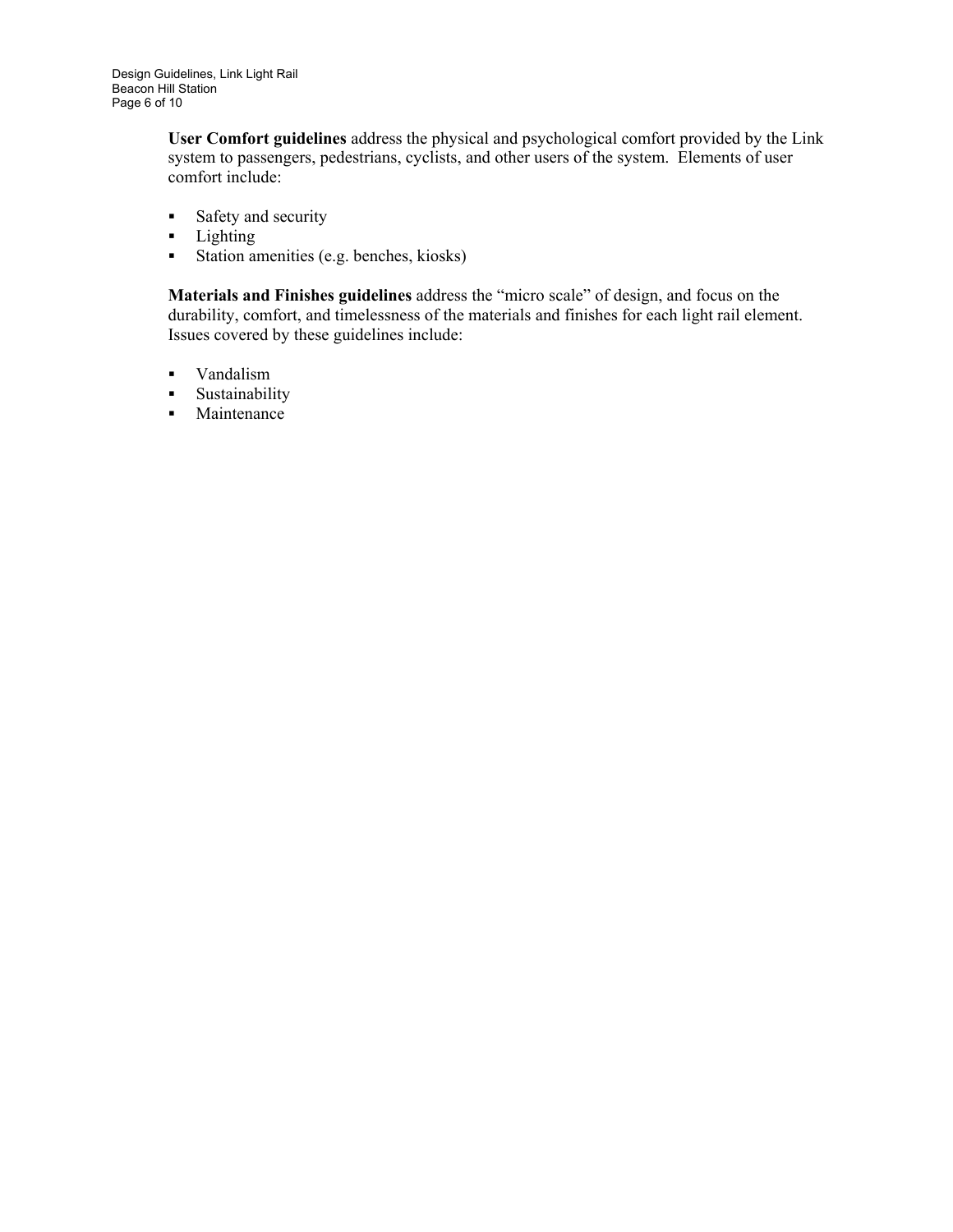**User Comfort guidelines** address the physical and psychological comfort provided by the Link system to passengers, pedestrians, cyclists, and other users of the system. Elements of user comfort include:

- Safety and security
- Lighting
- Station amenities (e.g. benches, kiosks)

**Materials and Finishes guidelines** address the "micro scale" of design, and focus on the durability, comfort, and timelessness of the materials and finishes for each light rail element. Issues covered by these guidelines include:

- Vandalism
- Sustainability
- Maintenance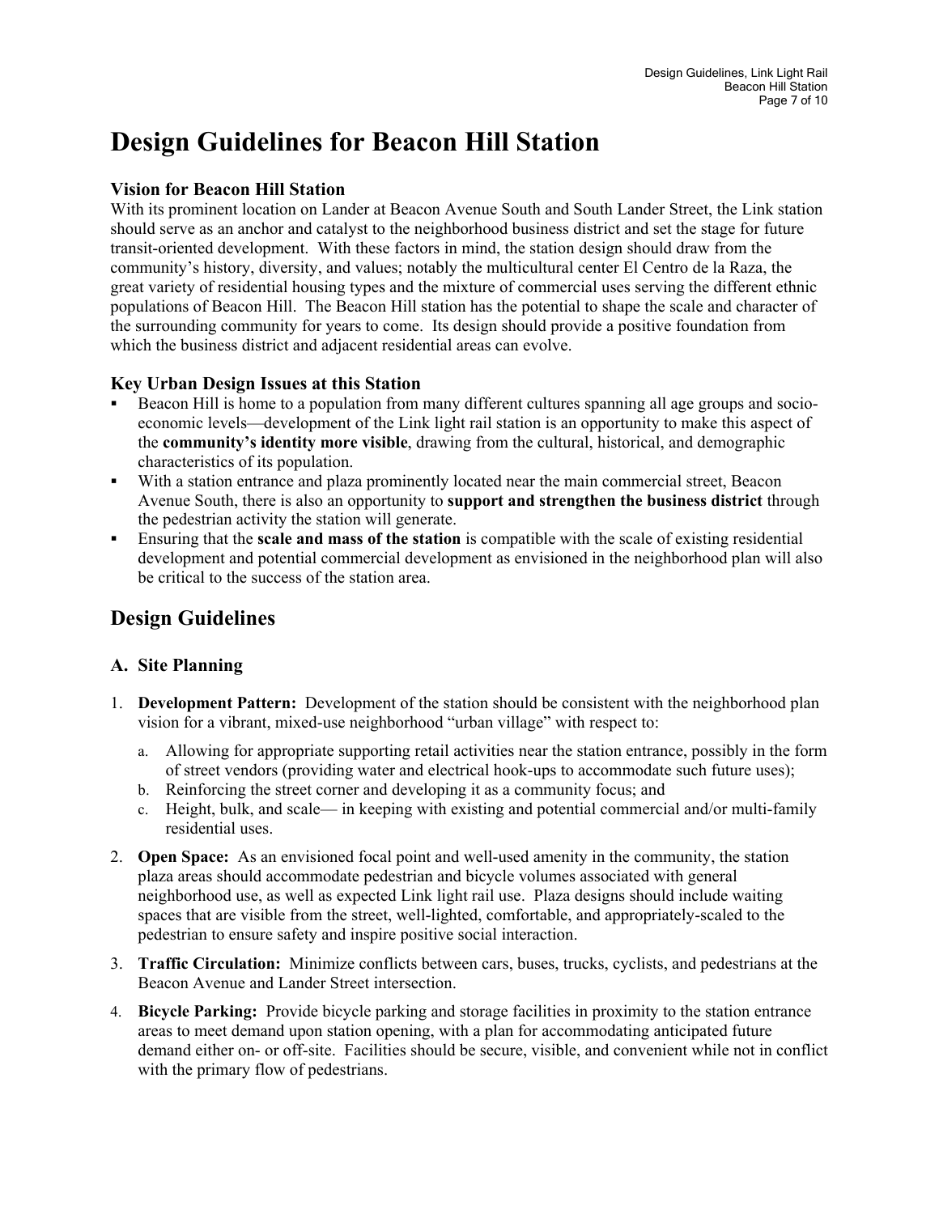# Design Guidelines for Beacon Hill Station

### Vision for Beacon Hill Station

With its prominent location on Lander at Beacon Avenue South and South Lander Street, the Link station should serve as an anchor and catalyst to the neighborhood business district and set the stage for future transit-oriented development. With these factors in mind, the station design should draw from the community's history, diversity, and values; notably the multicultural center El Centro de la Raza, the great variety of residential housing types and the mixture of commercial uses serving the different ethnic populations of Beacon Hill. The Beacon Hill station has the potential to shape the scale and character of the surrounding community for years to come. Its design should provide a positive foundation from which the business district and adjacent residential areas can evolve.

### Key Urban Design Issues at this Station

- Beacon Hill is home to a population from many different cultures spanning all age groups and socio-economic levels—development of the Link light rail station is an opportunity to make this aspect of the **community's identity more visible**, drawing from the cultural, historical, and demographic characteristics of its population.
- With a station entrance and plaza prominently located near the main commercial street, Beacon Avenue South, there is also an opportunity to **support and strengthen the business district** through the pedestrian activity the station will generate.
- Ensuring that the **scale and mass of the station** is compatible with the scale of existing residential development and potential commercial development as envisioned in the neighborhood plan will also be critical to the success of the station area.

## Design Guidelines

### A. Site Planning

1. **Development Pattern:** Development of the station should be consistent with the neighborhood plan vision for a vibrant, mixed-use neighborhood "urban village" with respect to:
   a. Allowing for appropriate supporting retail activities near the station entrance, possibly in the form of street vendors (providing water and electrical hook-ups to accommodate such future uses);
   b. Reinforcing the street corner and developing it as a community focus; and
   c. Height, bulk, and scale— in keeping with existing and potential commercial and/or multi-family residential uses.
2. **Open Space:** As an envisioned focal point and well-used amenity in the community, the station plaza areas should accommodate pedestrian and bicycle volumes associated with general neighborhood use, as well as expected Link light rail use. Plaza designs should include waiting spaces that are visible from the street, well-lighted, comfortable, and appropriately-scaled to the pedestrian to ensure safety and inspire positive social interaction.
3. **Traffic Circulation:** Minimize conflicts between cars, buses, trucks, cyclists, and pedestrians at the Beacon Avenue and Lander Street intersection.
4. **Bicycle Parking:** Provide bicycle parking and storage facilities in proximity to the station entrance areas to meet demand upon station opening, with a plan for accommodating anticipated future demand either on- or off-site. Facilities should be secure, visible, and convenient while not in conflict with the primary flow of pedestrians.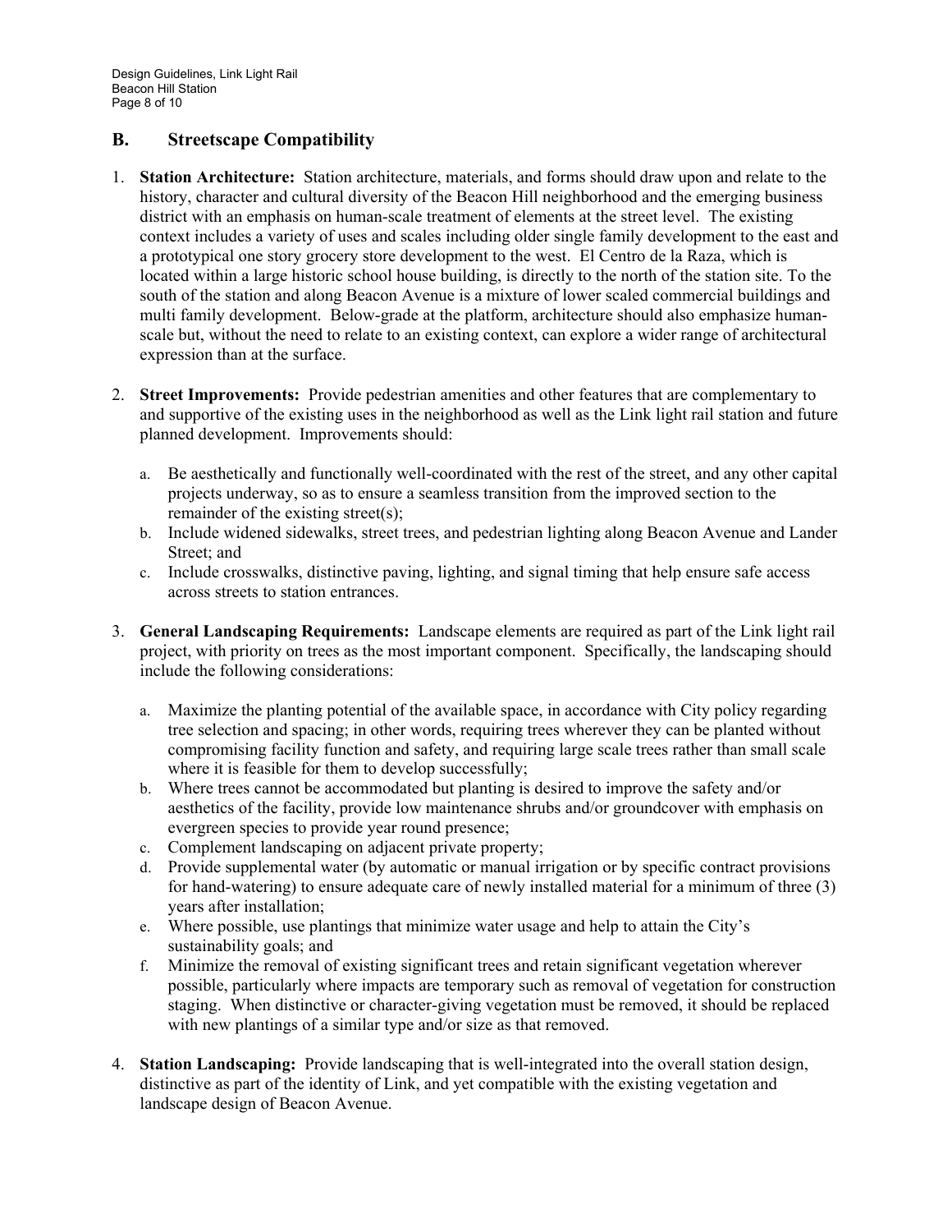## B. Streetscape Compatibility

1. **Station Architecture:** Station architecture, materials, and forms should draw upon and relate to the history, character and cultural diversity of the Beacon Hill neighborhood and the emerging business district with an emphasis on human-scale treatment of elements at the street level. The existing context includes a variety of uses and scales including older single family development to the east and a prototypical one story grocery store development to the west. El Centro de la Raza, which is located within a large historic school house building, is directly to the north of the station site. To the south of the station and along Beacon Avenue is a mixture of lower scaled commercial buildings and multi family development. Below-grade at the platform, architecture should also emphasize human-scale but, without the need to relate to an existing context, can explore a wider range of architectural expression than at the surface.

2. **Street Improvements:** Provide pedestrian amenities and other features that are complementary to and supportive of the existing uses in the neighborhood as well as the Link light rail station and future planned development. Improvements should:

   a. Be aesthetically and functionally well-coordinated with the rest of the street, and any other capital projects underway, so as to ensure a seamless transition from the improved section to the remainder of the existing street(s);
   b. Include widened sidewalks, street trees, and pedestrian lighting along Beacon Avenue and Lander Street; and
   c. Include crosswalks, distinctive paving, lighting, and signal timing that help ensure safe access across streets to station entrances.

3. **General Landscaping Requirements:** Landscape elements are required as part of the Link light rail project, with priority on trees as the most important component. Specifically, the landscaping should include the following considerations:

   a. Maximize the planting potential of the available space, in accordance with City policy regarding tree selection and spacing; in other words, requiring trees wherever they can be planted without compromising facility function and safety, and requiring large scale trees rather than small scale where it is feasible for them to develop successfully;
   b. Where trees cannot be accommodated but planting is desired to improve the safety and/or aesthetics of the facility, provide low maintenance shrubs and/or groundcover with emphasis on evergreen species to provide year round presence;
   c. Complement landscaping on adjacent private property;
   d. Provide supplemental water (by automatic or manual irrigation or by specific contract provisions for hand-watering) to ensure adequate care of newly installed material for a minimum of three (3) years after installation;
   e. Where possible, use plantings that minimize water usage and help to attain the City's sustainability goals; and
   f. Minimize the removal of existing significant trees and retain significant vegetation wherever possible, particularly where impacts are temporary such as removal of vegetation for construction staging. When distinctive or character-giving vegetation must be removed, it should be replaced with new plantings of a similar type and/or size as that removed.

4. **Station Landscaping:** Provide landscaping that is well-integrated into the overall station design, distinctive as part of the identity of Link, and yet compatible with the existing vegetation and landscape design of Beacon Avenue.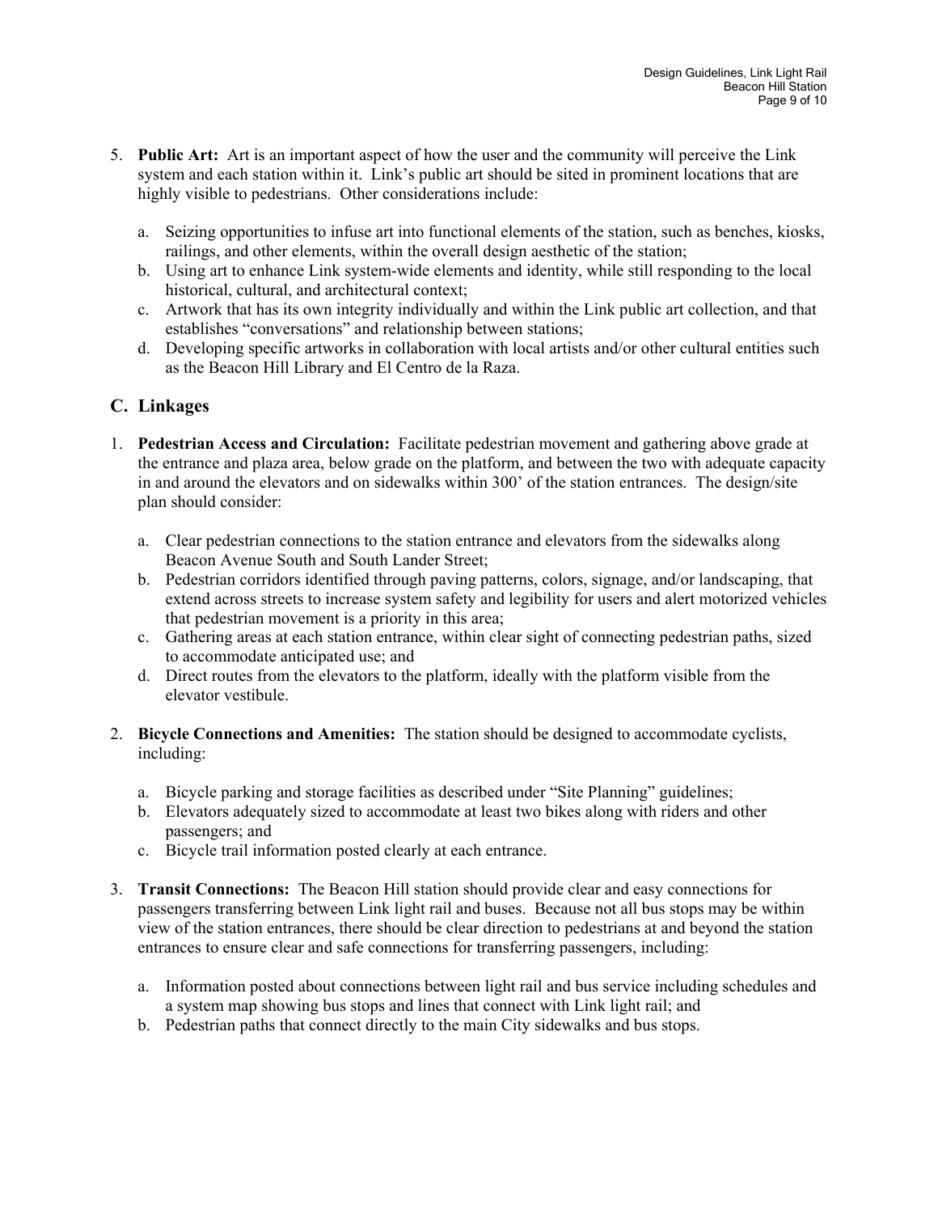5. **Public Art:** Art is an important aspect of how the user and the community will perceive the Link system and each station within it. Link's public art should be sited in prominent locations that are highly visible to pedestrians. Other considerations include:

   a. Seizing opportunities to infuse art into functional elements of the station, such as benches, kiosks, railings, and other elements, within the overall design aesthetic of the station;
   b. Using art to enhance Link system-wide elements and identity, while still responding to the local historical, cultural, and architectural context;
   c. Artwork that has its own integrity individually and within the Link public art collection, and that establishes "conversations" and relationship between stations;
   d. Developing specific artworks in collaboration with local artists and/or other cultural entities such as the Beacon Hill Library and El Centro de la Raza.

## C. Linkages

1. **Pedestrian Access and Circulation:** Facilitate pedestrian movement and gathering above grade at the entrance and plaza area, below grade on the platform, and between the two with adequate capacity in and around the elevators and on sidewalks within 300' of the station entrances. The design/site plan should consider:

   a. Clear pedestrian connections to the station entrance and elevators from the sidewalks along Beacon Avenue South and South Lander Street;
   b. Pedestrian corridors identified through paving patterns, colors, signage, and/or landscaping, that extend across streets to increase system safety and legibility for users and alert motorized vehicles that pedestrian movement is a priority in this area;
   c. Gathering areas at each station entrance, within clear sight of connecting pedestrian paths, sized to accommodate anticipated use; and
   d. Direct routes from the elevators to the platform, ideally with the platform visible from the elevator vestibule.

2. **Bicycle Connections and Amenities:** The station should be designed to accommodate cyclists, including:

   a. Bicycle parking and storage facilities as described under "Site Planning" guidelines;
   b. Elevators adequately sized to accommodate at least two bikes along with riders and other passengers; and
   c. Bicycle trail information posted clearly at each entrance.

3. **Transit Connections:** The Beacon Hill station should provide clear and easy connections for passengers transferring between Link light rail and buses. Because not all bus stops may be within view of the station entrances, there should be clear direction to pedestrians at and beyond the station entrances to ensure clear and safe connections for transferring passengers, including:

   a. Information posted about connections between light rail and bus service including schedules and a system map showing bus stops and lines that connect with Link light rail; and
   b. Pedestrian paths that connect directly to the main City sidewalks and bus stops.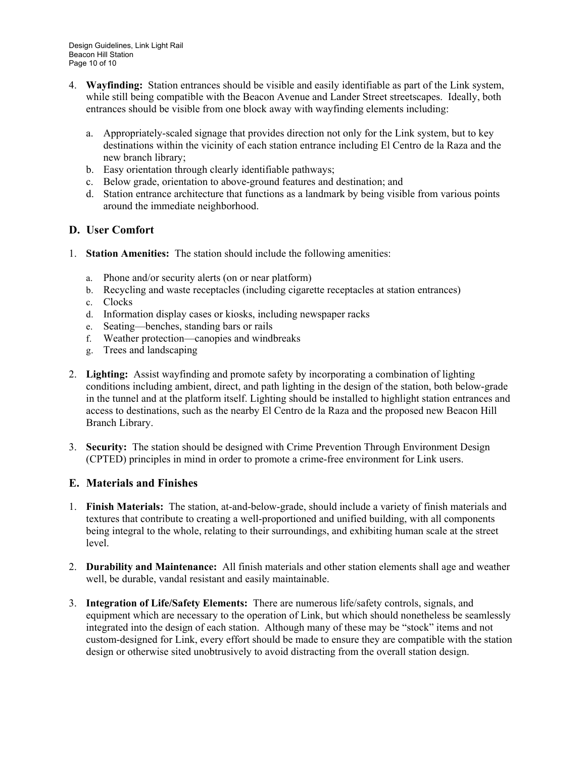4. **Wayfinding:** Station entrances should be visible and easily identifiable as part of the Link system, while still being compatible with the Beacon Avenue and Lander Street streetscapes. Ideally, both entrances should be visible from one block away with wayfinding elements including:

   a. Appropriately-scaled signage that provides direction not only for the Link system, but to key destinations within the vicinity of each station entrance including El Centro de la Raza and the new branch library;
   b. Easy orientation through clearly identifiable pathways;
   c. Below grade, orientation to above-ground features and destination; and
   d. Station entrance architecture that functions as a landmark by being visible from various points around the immediate neighborhood.

## D. User Comfort

1. **Station Amenities:** The station should include the following amenities:

   a. Phone and/or security alerts (on or near platform)
   b. Recycling and waste receptacles (including cigarette receptacles at station entrances)
   c. Clocks
   d. Information display cases or kiosks, including newspaper racks
   e. Seating—benches, standing bars or rails
   f. Weather protection—canopies and windbreaks
   g. Trees and landscaping

2. **Lighting:** Assist wayfinding and promote safety by incorporating a combination of lighting conditions including ambient, direct, and path lighting in the design of the station, both below-grade in the tunnel and at the platform itself. Lighting should be installed to highlight station entrances and access to destinations, such as the nearby El Centro de la Raza and the proposed new Beacon Hill Branch Library.

3. **Security:** The station should be designed with Crime Prevention Through Environment Design (CPTED) principles in mind in order to promote a crime-free environment for Link users.

## E. Materials and Finishes

1. **Finish Materials:** The station, at-and-below-grade, should include a variety of finish materials and textures that contribute to creating a well-proportioned and unified building, with all components being integral to the whole, relating to their surroundings, and exhibiting human scale at the street level.

2. **Durability and Maintenance:** All finish materials and other station elements shall age and weather well, be durable, vandal resistant and easily maintainable.

3. **Integration of Life/Safety Elements:** There are numerous life/safety controls, signals, and equipment which are necessary to the operation of Link, but which should nonetheless be seamlessly integrated into the design of each station. Although many of these may be "stock" items and not custom-designed for Link, every effort should be made to ensure they are compatible with the station design or otherwise sited unobtrusively to avoid distracting from the overall station design.